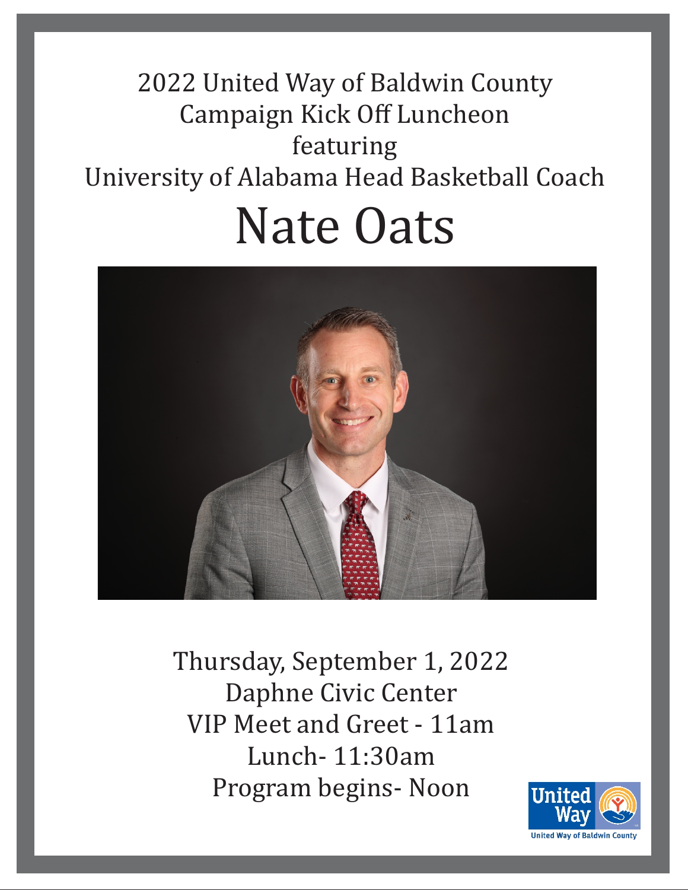2022 United Way of Baldwin County
Campaign Kick Off Luncheon
featuring
University of Alabama Head Basketball Coach

# Nate Oats

Thursday, September 1, 2022
Daphne Civic Center
VIP Meet and Greet - 11am
Lunch- 11:30am
Program begins- Noon

United Way
United Way of Baldwin County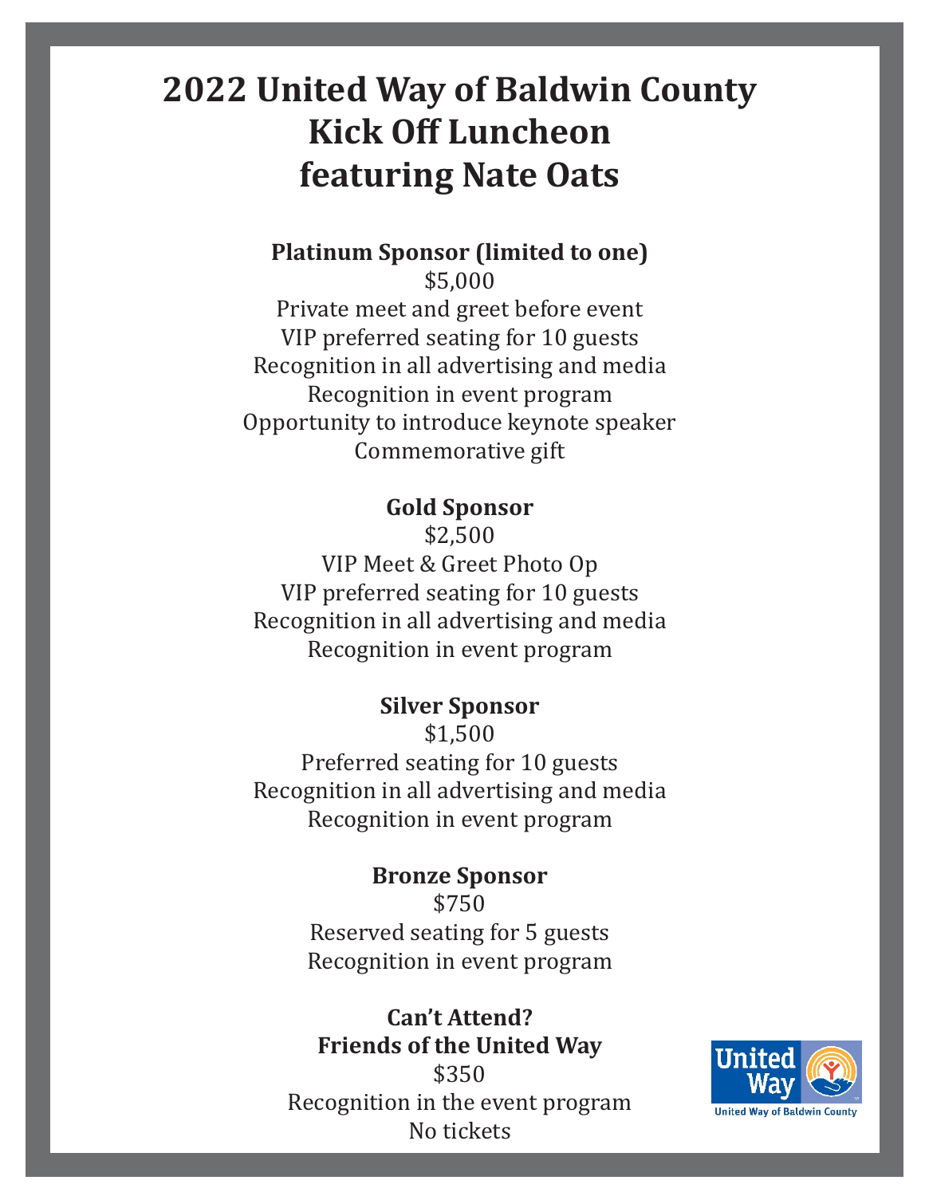# 2022 United Way of Baldwin County Kick Off Luncheon featuring Nate Oats

**Platinum Sponsor (limited to one)**

$5,000

Private meet and greet before event

VIP preferred seating for 10 guests

Recognition in all advertising and media

Recognition in event program

Opportunity to introduce keynote speaker

Commemorative gift

**Gold Sponsor**

$2,500

VIP Meet & Greet Photo Op

VIP preferred seating for 10 guests

Recognition in all advertising and media

Recognition in event program

**Silver Sponsor**

$1,500

Preferred seating for 10 guests

Recognition in all advertising and media

Recognition in event program

**Bronze Sponsor**

$750

Reserved seating for 5 guests

Recognition in event program

**Can't Attend?**
**Friends of the United Way**

$350

Recognition in the event program

No tickets

United Way

United Way of Baldwin County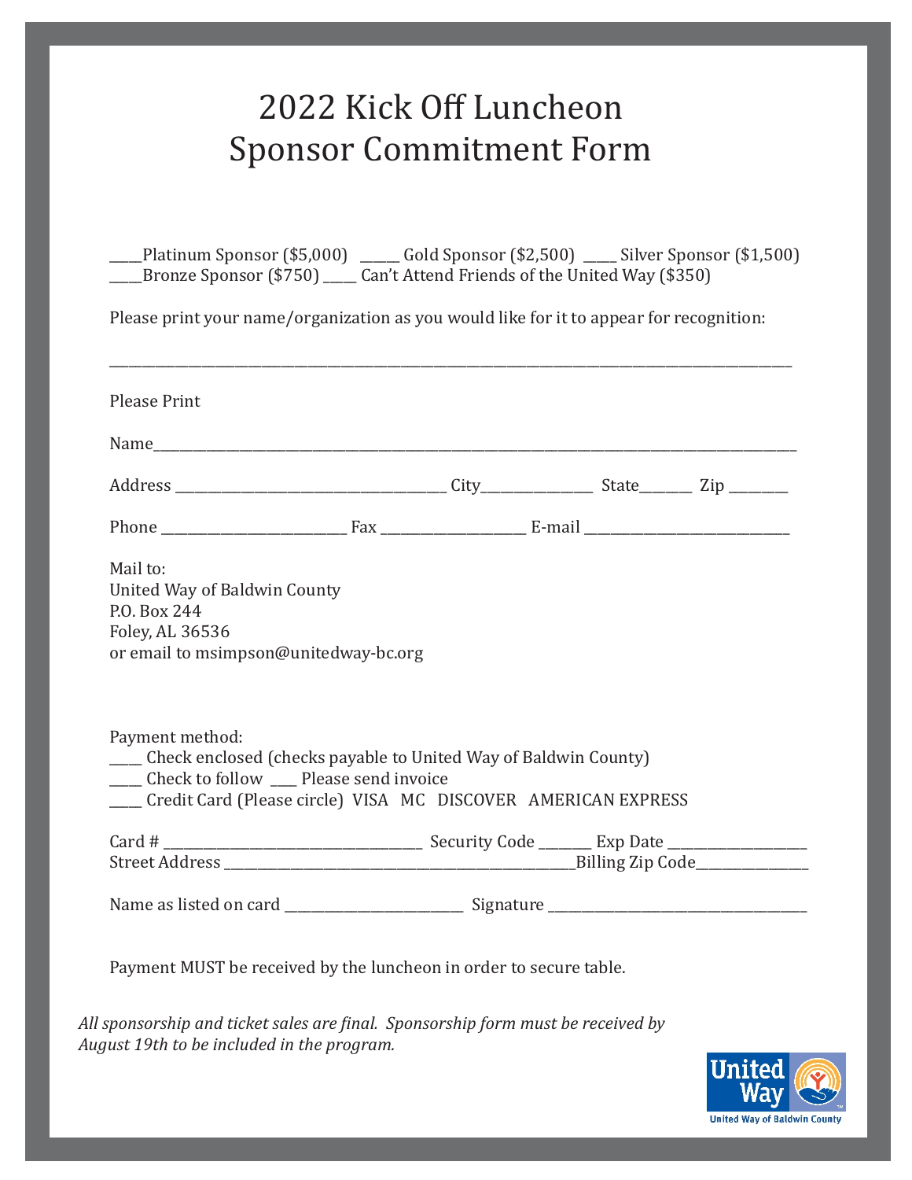# 2022 Kick Off Luncheon
# Sponsor Commitment Form

____Platinum Sponsor ($5,000) _____ Gold Sponsor ($2,500) ____ Silver Sponsor ($1,500)
____Bronze Sponsor ($750) ____ Can't Attend Friends of the United Way ($350)

Please print your name/organization as you would like for it to appear for recognition:

______________________________________________________________________________

Please Print

Name______________________________________________________________________

Address _______________________________ City_____________ State______ Zip _______

Phone _____________________ Fax ________________ E-mail ________________________

Mail to:
United Way of Baldwin County
P.O. Box 244
Foley, AL 36536
or email to msimpson@unitedway-bc.org

Payment method:
____ Check enclosed (checks payable to United Way of Baldwin County)
____ Check to follow ___ Please send invoice
____ Credit Card (Please circle) VISA MC DISCOVER AMERICAN EXPRESS

Card # ______________________________ Security Code ______ Exp Date ________________
Street Address ________________________________________Billing Zip Code______________

Name as listed on card ____________________ Signature _______________________________

Payment MUST be received by the luncheon in order to secure table.

*All sponsorship and ticket sales are final. Sponsorship form must be received by August 19th to be included in the program.*

United Way
United Way of Baldwin County